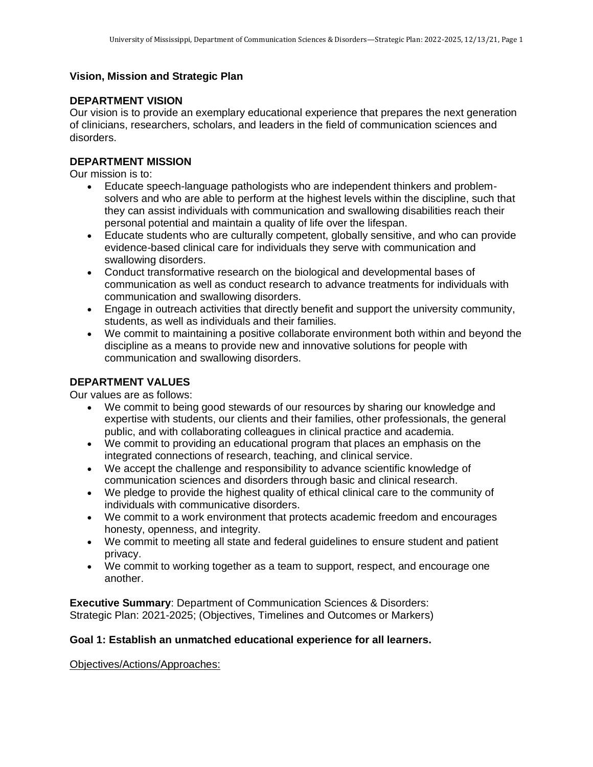**Vision, Mission and Strategic Plan**

## DEPARTMENT VISION

Our vision is to provide an exemplary educational experience that prepares the next generation of clinicians, researchers, scholars, and leaders in the field of communication sciences and disorders.

## DEPARTMENT MISSION

Our mission is to:

- Educate speech-language pathologists who are independent thinkers and problem-solvers and who are able to perform at the highest levels within the discipline, such that they can assist individuals with communication and swallowing disabilities reach their personal potential and maintain a quality of life over the lifespan.
- Educate students who are culturally competent, globally sensitive, and who can provide evidence-based clinical care for individuals they serve with communication and swallowing disorders.
- Conduct transformative research on the biological and developmental bases of communication as well as conduct research to advance treatments for individuals with communication and swallowing disorders.
- Engage in outreach activities that directly benefit and support the university community, students, as well as individuals and their families.
- We commit to maintaining a positive collaborate environment both within and beyond the discipline as a means to provide new and innovative solutions for people with communication and swallowing disorders.

## DEPARTMENT VALUES

Our values are as follows:

- We commit to being good stewards of our resources by sharing our knowledge and expertise with students, our clients and their families, other professionals, the general public, and with collaborating colleagues in clinical practice and academia.
- We commit to providing an educational program that places an emphasis on the integrated connections of research, teaching, and clinical service.
- We accept the challenge and responsibility to advance scientific knowledge of communication sciences and disorders through basic and clinical research.
- We pledge to provide the highest quality of ethical clinical care to the community of individuals with communicative disorders.
- We commit to a work environment that protects academic freedom and encourages honesty, openness, and integrity.
- We commit to meeting all state and federal guidelines to ensure student and patient privacy.
- We commit to working together as a team to support, respect, and encourage one another.

**Executive Summary**: Department of Communication Sciences & Disorders: Strategic Plan: 2021-2025; (Objectives, Timelines and Outcomes or Markers)

**Goal 1: Establish an unmatched educational experience for all learners.**

Objectives/Actions/Approaches: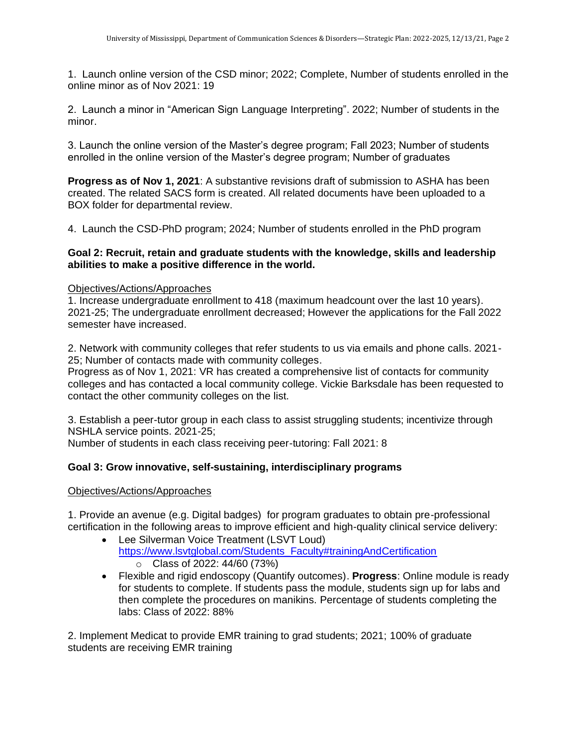1. Launch online version of the CSD minor; 2022; Complete, Number of students enrolled in the online minor as of Nov 2021: 19

2. Launch a minor in "American Sign Language Interpreting". 2022; Number of students in the minor.

3. Launch the online version of the Master's degree program; Fall 2023; Number of students enrolled in the online version of the Master's degree program; Number of graduates

**Progress as of Nov 1, 2021**: A substantive revisions draft of submission to ASHA has been created. The related SACS form is created. All related documents have been uploaded to a BOX folder for departmental review.

4. Launch the CSD-PhD program; 2024; Number of students enrolled in the PhD program

**Goal 2: Recruit, retain and graduate students with the knowledge, skills and leadership abilities to make a positive difference in the world.**

<u>Objectives/Actions/Approaches</u>

1. Increase undergraduate enrollment to 418 (maximum headcount over the last 10 years). 2021-25; The undergraduate enrollment decreased; However the applications for the Fall 2022 semester have increased.

2. Network with community colleges that refer students to us via emails and phone calls. 2021-25; Number of contacts made with community colleges.
Progress as of Nov 1, 2021: VR has created a comprehensive list of contacts for community colleges and has contacted a local community college. Vickie Barksdale has been requested to contact the other community colleges on the list.

3. Establish a peer-tutor group in each class to assist struggling students; incentivize through NSHLA service points. 2021-25;
Number of students in each class receiving peer-tutoring: Fall 2021: 8

**Goal 3: Grow innovative, self-sustaining, interdisciplinary programs**

<u>Objectives/Actions/Approaches</u>

1. Provide an avenue (e.g. Digital badges) for program graduates to obtain pre-professional certification in the following areas to improve efficient and high-quality clinical service delivery:

- Lee Silverman Voice Treatment (LSVT Loud) https://www.lsvtglobal.com/Students_Faculty#trainingAndCertification
  - Class of 2022: 44/60 (73%)
- Flexible and rigid endoscopy (Quantify outcomes). **Progress**: Online module is ready for students to complete. If students pass the module, students sign up for labs and then complete the procedures on manikins. Percentage of students completing the labs: Class of 2022: 88%

2. Implement Medicat to provide EMR training to grad students; 2021; 100% of graduate students are receiving EMR training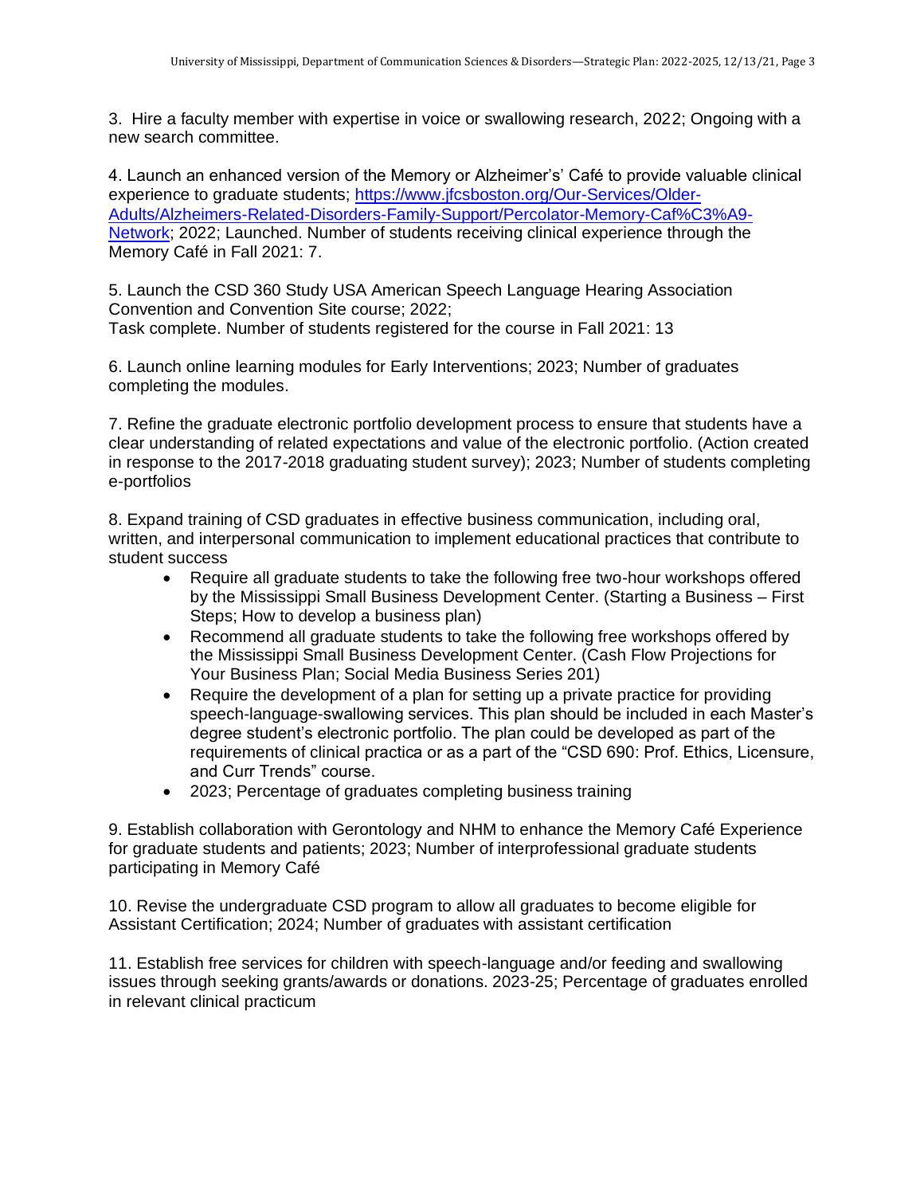3. Hire a faculty member with expertise in voice or swallowing research, 2022; Ongoing with a new search committee.

4. Launch an enhanced version of the Memory or Alzheimer's' Café to provide valuable clinical experience to graduate students; [https://www.jfcsboston.org/Our-Services/Older-Adults/Alzheimers-Related-Disorders-Family-Support/Percolator-Memory-Caf%C3%A9-Network](https://www.jfcsboston.org/Our-Services/Older-Adults/Alzheimers-Related-Disorders-Family-Support/Percolator-Memory-Caf%C3%A9-Network); 2022; Launched. Number of students receiving clinical experience through the Memory Café in Fall 2021: 7.

5. Launch the CSD 360 Study USA American Speech Language Hearing Association Convention and Convention Site course; 2022;
Task complete. Number of students registered for the course in Fall 2021: 13

6. Launch online learning modules for Early Interventions; 2023; Number of graduates completing the modules.

7. Refine the graduate electronic portfolio development process to ensure that students have a clear understanding of related expectations and value of the electronic portfolio. (Action created in response to the 2017-2018 graduating student survey); 2023; Number of students completing e-portfolios

8. Expand training of CSD graduates in effective business communication, including oral, written, and interpersonal communication to implement educational practices that contribute to student success

- Require all graduate students to take the following free two-hour workshops offered by the Mississippi Small Business Development Center. (Starting a Business – First Steps; How to develop a business plan)
- Recommend all graduate students to take the following free workshops offered by the Mississippi Small Business Development Center. (Cash Flow Projections for Your Business Plan; Social Media Business Series 201)
- Require the development of a plan for setting up a private practice for providing speech-language-swallowing services. This plan should be included in each Master's degree student's electronic portfolio. The plan could be developed as part of the requirements of clinical practica or as a part of the "CSD 690: Prof. Ethics, Licensure, and Curr Trends" course.
- 2023; Percentage of graduates completing business training

9. Establish collaboration with Gerontology and NHM to enhance the Memory Café Experience for graduate students and patients; 2023; Number of interprofessional graduate students participating in Memory Café

10. Revise the undergraduate CSD program to allow all graduates to become eligible for Assistant Certification; 2024; Number of graduates with assistant certification

11. Establish free services for children with speech-language and/or feeding and swallowing issues through seeking grants/awards or donations. 2023-25; Percentage of graduates enrolled in relevant clinical practicum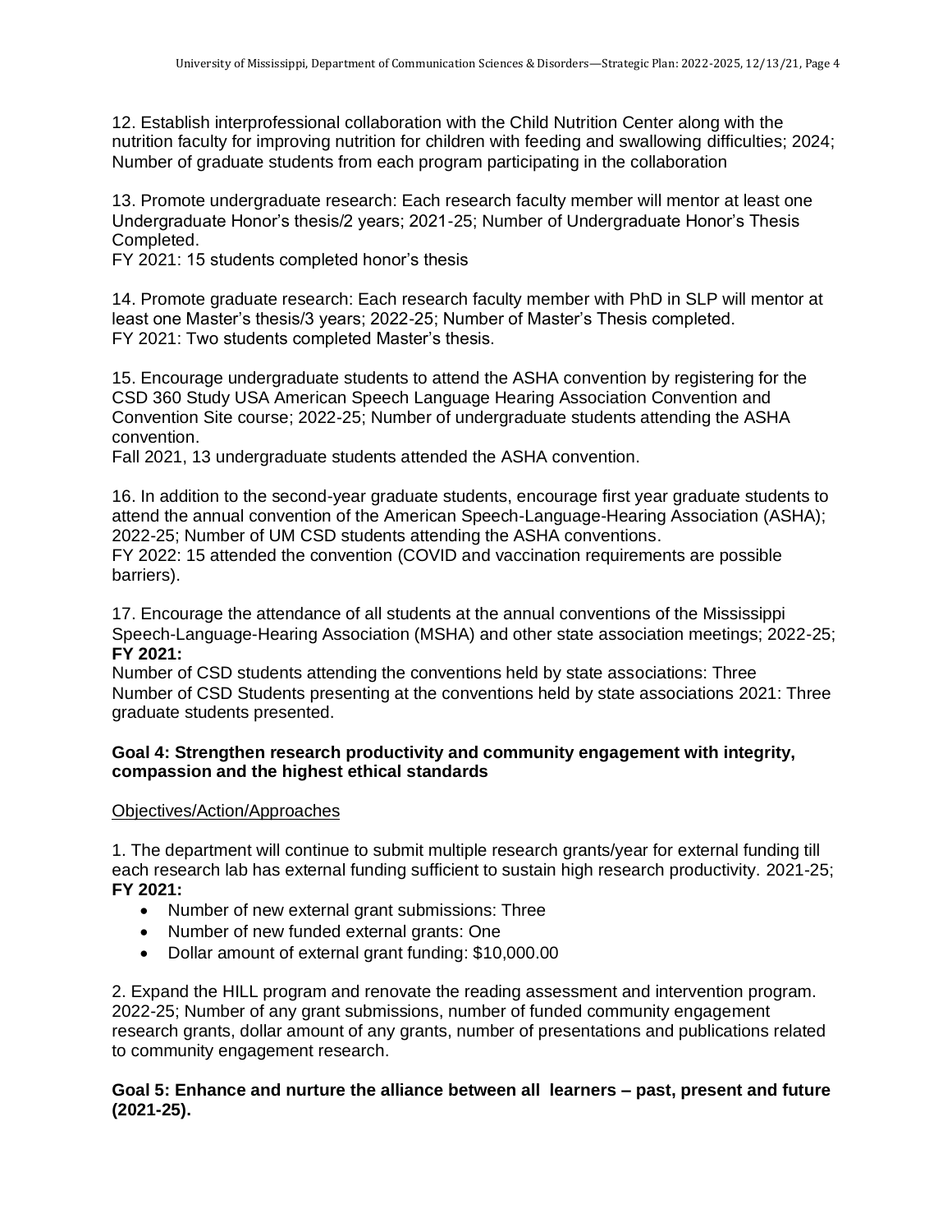12. Establish interprofessional collaboration with the Child Nutrition Center along with the nutrition faculty for improving nutrition for children with feeding and swallowing difficulties; 2024; Number of graduate students from each program participating in the collaboration

13. Promote undergraduate research: Each research faculty member will mentor at least one Undergraduate Honor's thesis/2 years; 2021-25; Number of Undergraduate Honor's Thesis Completed.
FY 2021: 15 students completed honor's thesis

14. Promote graduate research: Each research faculty member with PhD in SLP will mentor at least one Master's thesis/3 years; 2022-25; Number of Master's Thesis completed.
FY 2021: Two students completed Master's thesis.

15. Encourage undergraduate students to attend the ASHA convention by registering for the CSD 360 Study USA American Speech Language Hearing Association Convention and Convention Site course; 2022-25; Number of undergraduate students attending the ASHA convention.
Fall 2021, 13 undergraduate students attended the ASHA convention.

16. In addition to the second-year graduate students, encourage first year graduate students to attend the annual convention of the American Speech-Language-Hearing Association (ASHA); 2022-25; Number of UM CSD students attending the ASHA conventions.
FY 2022: 15 attended the convention (COVID and vaccination requirements are possible barriers).

17. Encourage the attendance of all students at the annual conventions of the Mississippi Speech-Language-Hearing Association (MSHA) and other state association meetings; 2022-25;
**FY 2021:**
Number of CSD students attending the conventions held by state associations: Three
Number of CSD Students presenting at the conventions held by state associations 2021: Three graduate students presented.

**Goal 4: Strengthen research productivity and community engagement with integrity, compassion and the highest ethical standards**

Objectives/Action/Approaches

1. The department will continue to submit multiple research grants/year for external funding till each research lab has external funding sufficient to sustain high research productivity. 2021-25;
**FY 2021:**
- Number of new external grant submissions: Three
- Number of new funded external grants: One
- Dollar amount of external grant funding: $10,000.00

2. Expand the HILL program and renovate the reading assessment and intervention program. 2022-25; Number of any grant submissions, number of funded community engagement research grants, dollar amount of any grants, number of presentations and publications related to community engagement research.

**Goal 5: Enhance and nurture the alliance between all learners – past, present and future (2021-25).**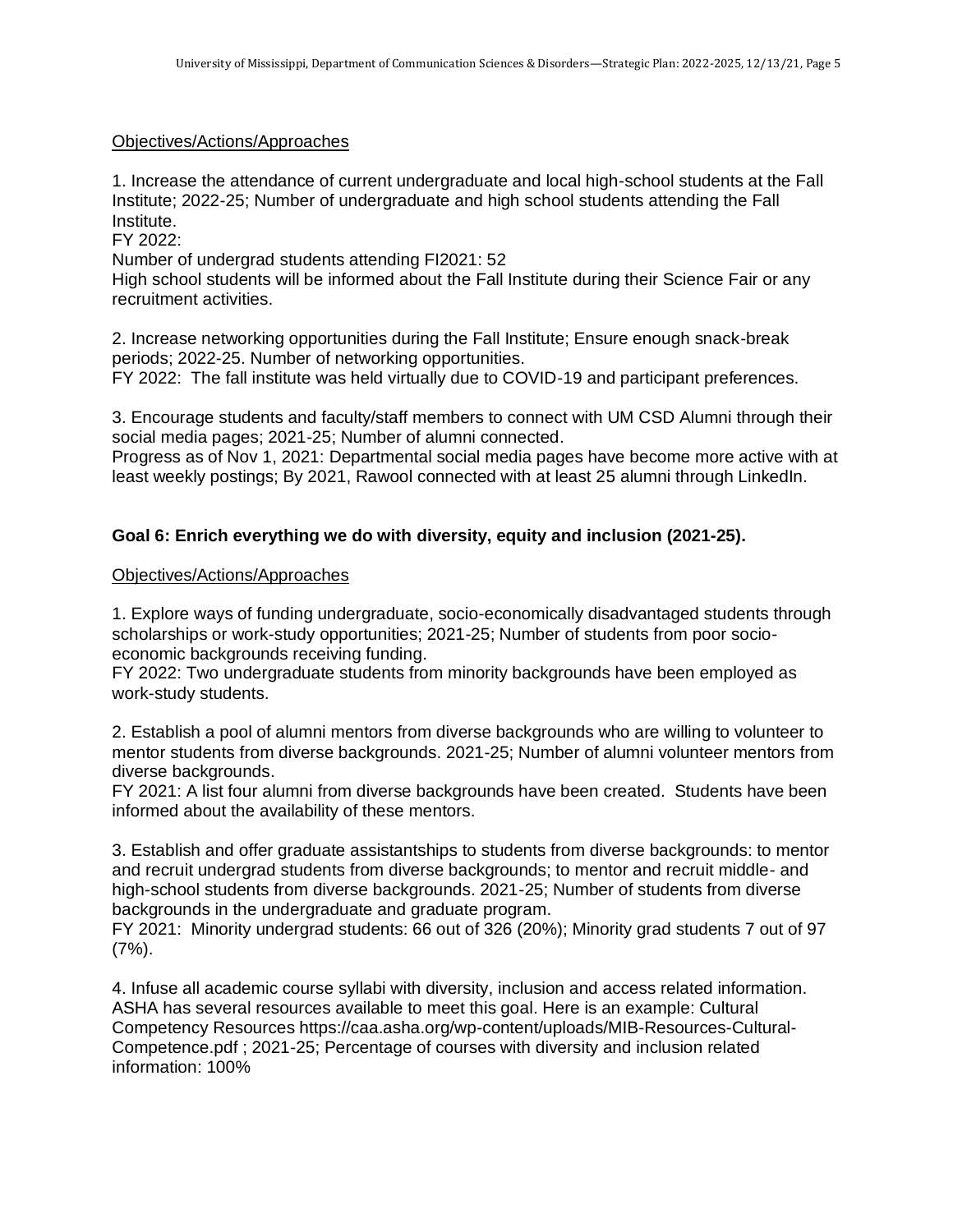Objectives/Actions/Approaches

1. Increase the attendance of current undergraduate and local high-school students at the Fall Institute; 2022-25; Number of undergraduate and high school students attending the Fall Institute.
FY 2022:
Number of undergrad students attending FI2021: 52
High school students will be informed about the Fall Institute during their Science Fair or any recruitment activities.

2. Increase networking opportunities during the Fall Institute; Ensure enough snack-break periods; 2022-25. Number of networking opportunities.
FY 2022: The fall institute was held virtually due to COVID-19 and participant preferences.

3. Encourage students and faculty/staff members to connect with UM CSD Alumni through their social media pages; 2021-25; Number of alumni connected.
Progress as of Nov 1, 2021: Departmental social media pages have become more active with at least weekly postings; By 2021, Rawool connected with at least 25 alumni through LinkedIn.

## Goal 6: Enrich everything we do with diversity, equity and inclusion (2021-25).

Objectives/Actions/Approaches

1. Explore ways of funding undergraduate, socio-economically disadvantaged students through scholarships or work-study opportunities; 2021-25; Number of students from poor socio-economic backgrounds receiving funding.
FY 2022: Two undergraduate students from minority backgrounds have been employed as work-study students.

2. Establish a pool of alumni mentors from diverse backgrounds who are willing to volunteer to mentor students from diverse backgrounds. 2021-25; Number of alumni volunteer mentors from diverse backgrounds.
FY 2021: A list four alumni from diverse backgrounds have been created. Students have been informed about the availability of these mentors.

3. Establish and offer graduate assistantships to students from diverse backgrounds: to mentor and recruit undergrad students from diverse backgrounds; to mentor and recruit middle- and high-school students from diverse backgrounds. 2021-25; Number of students from diverse backgrounds in the undergraduate and graduate program.
FY 2021: Minority undergrad students: 66 out of 326 (20%); Minority grad students 7 out of 97 (7%).

4. Infuse all academic course syllabi with diversity, inclusion and access related information. ASHA has several resources available to meet this goal. Here is an example: Cultural Competency Resources https://caa.asha.org/wp-content/uploads/MIB-Resources-Cultural-Competence.pdf ; 2021-25; Percentage of courses with diversity and inclusion related information: 100%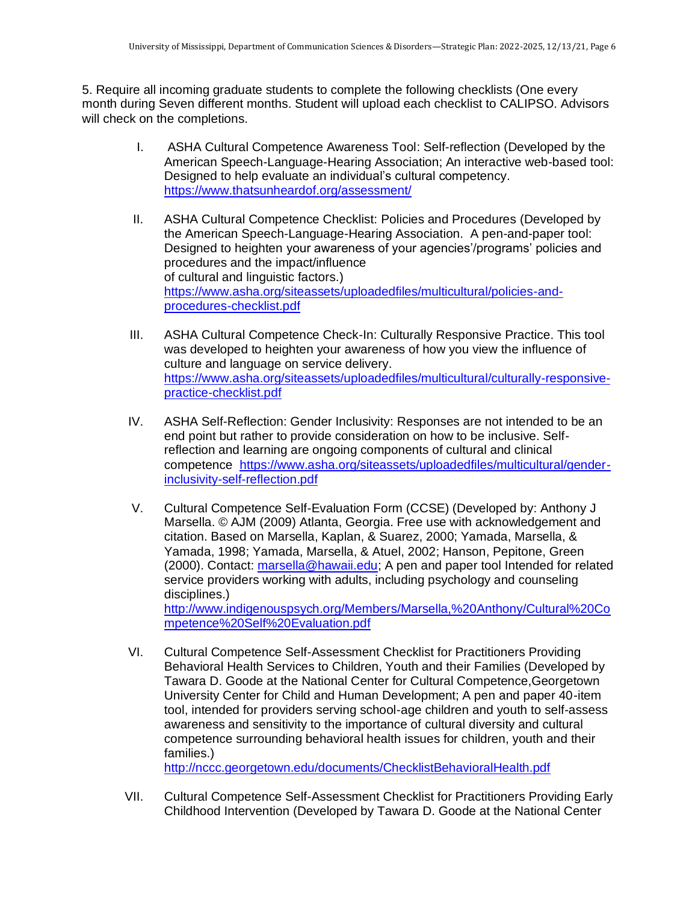5. Require all incoming graduate students to complete the following checklists (One every month during Seven different months. Student will upload each checklist to CALIPSO. Advisors will check on the completions.

I. ASHA Cultural Competence Awareness Tool: Self-reflection (Developed by the American Speech-Language-Hearing Association; An interactive web-based tool: Designed to help evaluate an individual's cultural competency. https://www.thatsunheardof.org/assessment/

II. ASHA Cultural Competence Checklist: Policies and Procedures (Developed by the American Speech-Language-Hearing Association. A pen-and-paper tool: Designed to heighten your awareness of your agencies'/programs' policies and procedures and the impact/influence of cultural and linguistic factors.) https://www.asha.org/siteassets/uploadedfiles/multicultural/policies-and-procedures-checklist.pdf

III. ASHA Cultural Competence Check-In: Culturally Responsive Practice. This tool was developed to heighten your awareness of how you view the influence of culture and language on service delivery. https://www.asha.org/siteassets/uploadedfiles/multicultural/culturally-responsive-practice-checklist.pdf

IV. ASHA Self-Reflection: Gender Inclusivity: Responses are not intended to be an end point but rather to provide consideration on how to be inclusive. Self-reflection and learning are ongoing components of cultural and clinical competence https://www.asha.org/siteassets/uploadedfiles/multicultural/gender-inclusivity-self-reflection.pdf

V. Cultural Competence Self-Evaluation Form (CCSE) (Developed by: Anthony J Marsella. © AJM (2009) Atlanta, Georgia. Free use with acknowledgement and citation. Based on Marsella, Kaplan, & Suarez, 2000; Yamada, Marsella, & Yamada, 1998; Yamada, Marsella, & Atuel, 2002; Hanson, Pepitone, Green (2000). Contact: marsella@hawaii.edu; A pen and paper tool Intended for related service providers working with adults, including psychology and counseling disciplines.) http://www.indigenouspsych.org/Members/Marsella,%20Anthony/Cultural%20Competence%20Self%20Evaluation.pdf

VI. Cultural Competence Self-Assessment Checklist for Practitioners Providing Behavioral Health Services to Children, Youth and their Families (Developed by Tawara D. Goode at the National Center for Cultural Competence,Georgetown University Center for Child and Human Development; A pen and paper 40-item tool, intended for providers serving school-age children and youth to self-assess awareness and sensitivity to the importance of cultural diversity and cultural competence surrounding behavioral health issues for children, youth and their families.) http://nccc.georgetown.edu/documents/ChecklistBehavioralHealth.pdf

VII. Cultural Competence Self-Assessment Checklist for Practitioners Providing Early Childhood Intervention (Developed by Tawara D. Goode at the National Center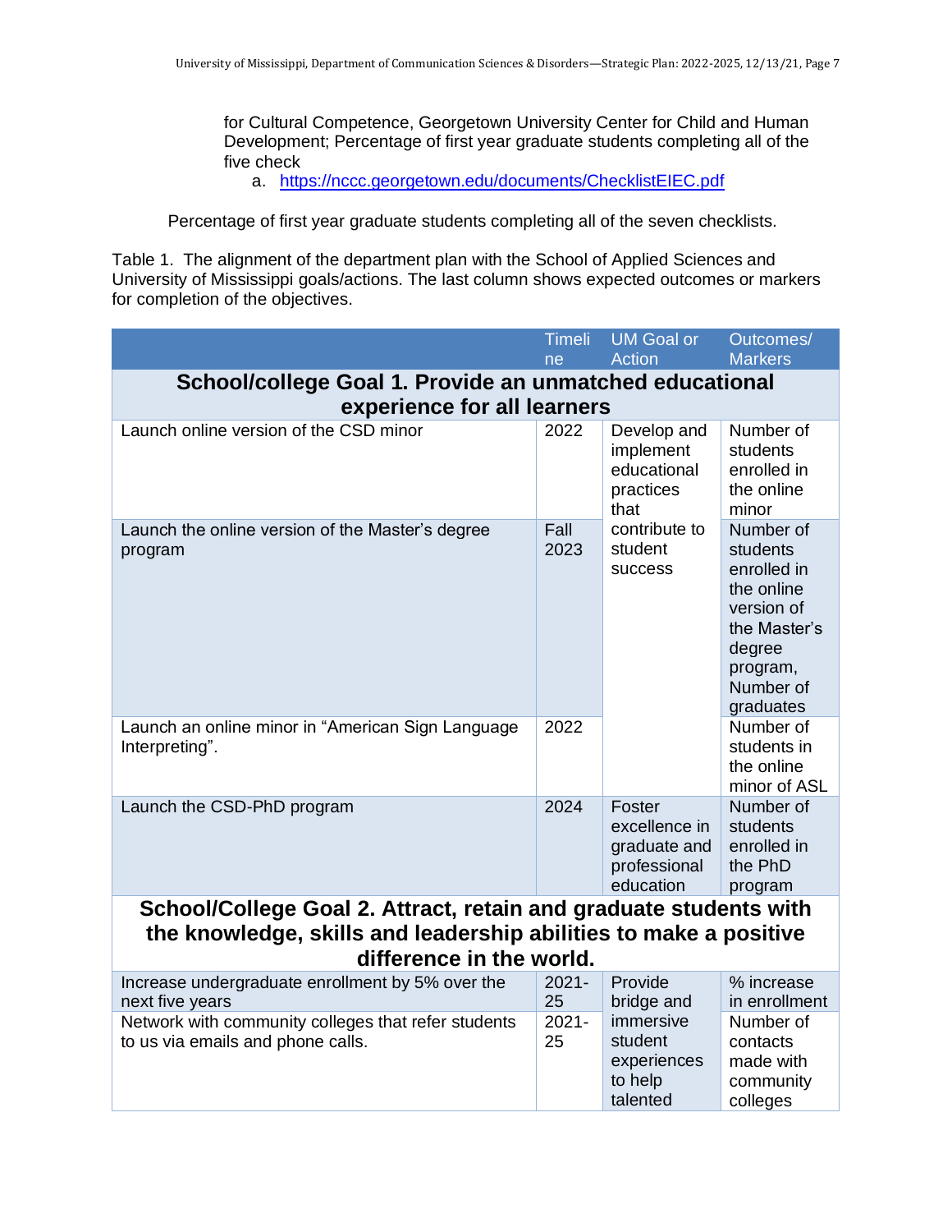for Cultural Competence, Georgetown University Center for Child and Human Development; Percentage of first year graduate students completing all of the five check

a. https://nccc.georgetown.edu/documents/ChecklistEIEC.pdf

Percentage of first year graduate students completing all of the seven checklists.

Table 1. The alignment of the department plan with the School of Applied Sciences and University of Mississippi goals/actions. The last column shows expected outcomes or markers for completion of the objectives.

| | Timeline | UM Goal or Action | Outcomes/ Markers |
|---|---|---|---|
| **School/college Goal 1. Provide an unmatched educational experience for all learners** | | | |
| Launch online version of the CSD minor | 2022 | Develop and implement educational practices that contribute to student success | Number of students enrolled in the online minor |
| Launch the online version of the Master's degree program | Fall 2023 | | Number of students enrolled in the online version of the Master's degree program, Number of graduates |
| Launch an online minor in "American Sign Language Interpreting". | 2022 | | Number of students in the online minor of ASL |
| Launch the CSD-PhD program | 2024 | Foster excellence in graduate and professional education | Number of students enrolled in the PhD program |
| **School/College Goal 2. Attract, retain and graduate students with the knowledge, skills and leadership abilities to make a positive difference in the world.** | | | |
| Increase undergraduate enrollment by 5% over the next five years | 2021-25 | Provide bridge and immersive student experiences to help talented | % increase in enrollment |
| Network with community colleges that refer students to us via emails and phone calls. | 2021-25 | | Number of contacts made with community colleges |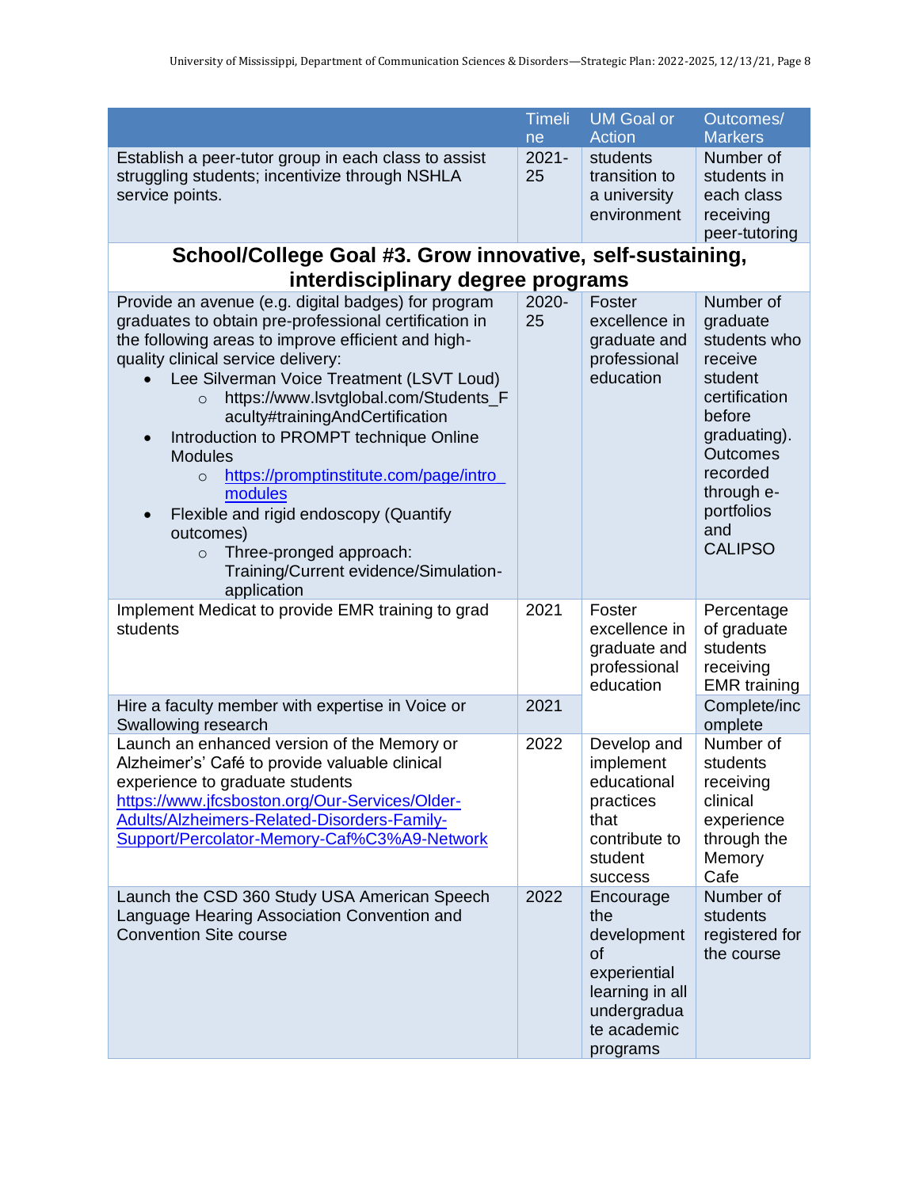| | Timeline | UM Goal or Action | Outcomes/ Markers |
|---|---|---|---|
| Establish a peer-tutor group in each class to assist struggling students; incentivize through NSHLA service points. | 2021-25 | students transition to a university environment | Number of students in each class receiving peer-tutoring |
| **School/College Goal #3. Grow innovative, self-sustaining, interdisciplinary degree programs** | | | |
| Provide an avenue (e.g. digital badges) for program graduates to obtain pre-professional certification in the following areas to improve efficient and high-quality clinical service delivery:<br>• Lee Silverman Voice Treatment (LSVT Loud)<br>○ https://www.lsvtglobal.com/Students_Faculty#trainingAndCertification<br>• Introduction to PROMPT technique Online Modules<br>○ https://promptinstitute.com/page/intro_modules<br>• Flexible and rigid endoscopy (Quantify outcomes)<br>○ Three-pronged approach: Training/Current evidence/Simulation-application | 2020-25 | Foster excellence in graduate and professional education | Number of graduate students who receive student certification before graduating). Outcomes recorded through e-portfolios and CALIPSO |
| Implement Medicat to provide EMR training to grad students | 2021 | Foster excellence in graduate and professional education | Percentage of graduate students receiving EMR training |
| Hire a faculty member with expertise in Voice or Swallowing research | 2021 | | Complete/incomplete |
| Launch an enhanced version of the Memory or Alzheimer's' Café to provide valuable clinical experience to graduate students https://www.jfcsboston.org/Our-Services/Older-Adults/Alzheimers-Related-Disorders-Family-Support/Percolator-Memory-Caf%C3%A9-Network | 2022 | Develop and implement educational practices that contribute to student success | Number of students receiving clinical experience through the Memory Cafe |
| Launch the CSD 360 Study USA American Speech Language Hearing Association Convention and Convention Site course | 2022 | Encourage the development of experiential learning in all undergraduate academic programs | Number of students registered for the course |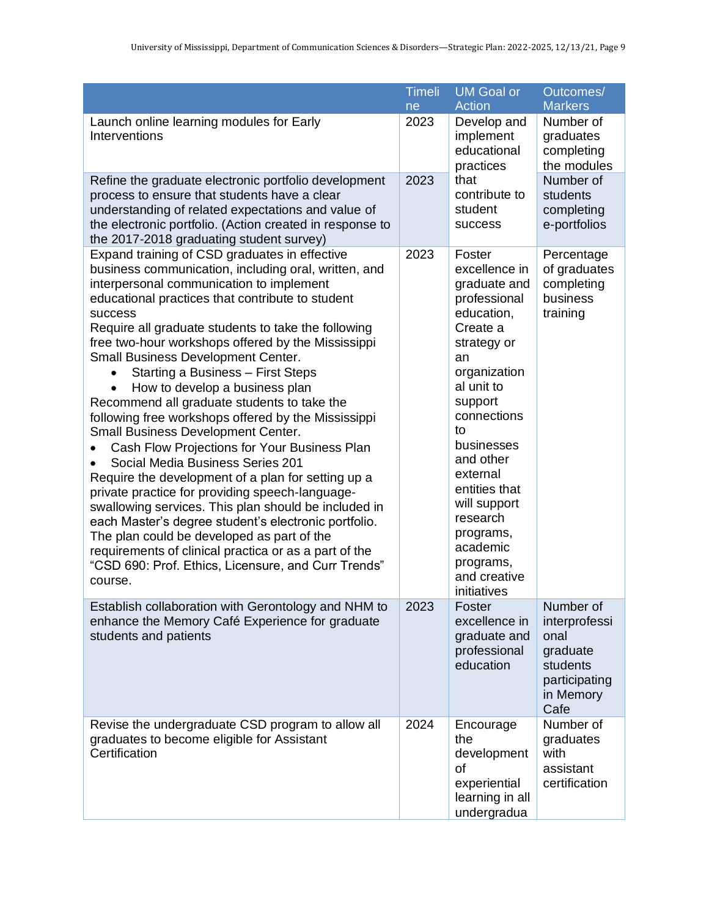| | Timeline | UM Goal or Action | Outcomes/ Markers |
|---|---|---|---|
| Launch online learning modules for Early Interventions | 2023 | Develop and implement educational practices that contribute to student success | Number of graduates completing the modules |
| Refine the graduate electronic portfolio development process to ensure that students have a clear understanding of related expectations and value of the electronic portfolio. (Action created in response to the 2017-2018 graduating student survey) | 2023 | | Number of students completing e-portfolios |
| Expand training of CSD graduates in effective business communication, including oral, written, and interpersonal communication to implement educational practices that contribute to student success<br>Require all graduate students to take the following free two-hour workshops offered by the Mississippi Small Business Development Center.<br>• Starting a Business – First Steps<br>• How to develop a business plan<br>Recommend all graduate students to take the following free workshops offered by the Mississippi Small Business Development Center.<br>• Cash Flow Projections for Your Business Plan<br>• Social Media Business Series 201<br>Require the development of a plan for setting up a private practice for providing speech-language-swallowing services. This plan should be included in each Master's degree student's electronic portfolio. The plan could be developed as part of the requirements of clinical practica or as a part of the "CSD 690: Prof. Ethics, Licensure, and Curr Trends" course. | 2023 | Foster excellence in graduate and professional education, Create a strategy or an organizational unit to support connections to businesses and other external entities that will support research programs, academic programs, and creative initiatives | Percentage of graduates completing business training |
| Establish collaboration with Gerontology and NHM to enhance the Memory Café Experience for graduate students and patients | 2023 | Foster excellence in graduate and professional education | Number of interprofessional graduate students participating in Memory Cafe |
| Revise the undergraduate CSD program to allow all graduates to become eligible for Assistant Certification | 2024 | Encourage the development of experiential learning in all undergradua | Number of graduates with assistant certification |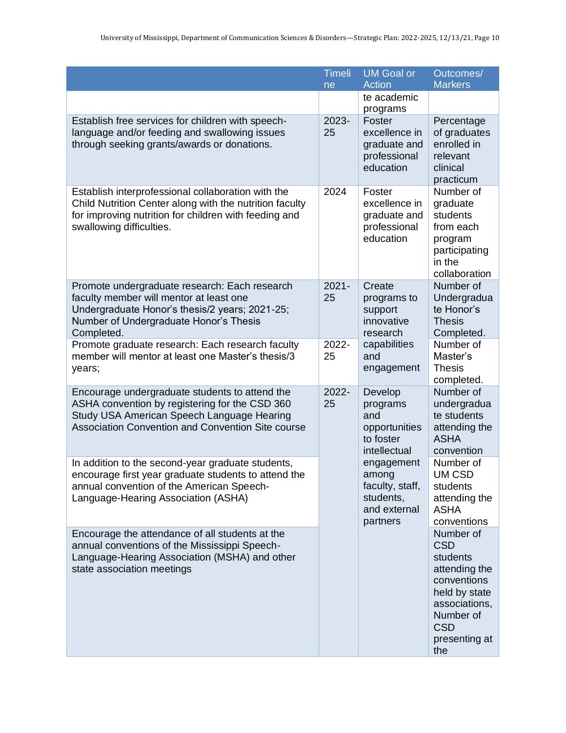| | Timeline | UM Goal or Action | Outcomes/ Markers |
|---|---|---|---|
| | | te academic programs | |
| Establish free services for children with speech-language and/or feeding and swallowing issues through seeking grants/awards or donations. | 2023-25 | Foster excellence in graduate and professional education | Percentage of graduates enrolled in relevant clinical practicum |
| Establish interprofessional collaboration with the Child Nutrition Center along with the nutrition faculty for improving nutrition for children with feeding and swallowing difficulties. | 2024 | Foster excellence in graduate and professional education | Number of graduate students from each program participating in the collaboration |
| Promote undergraduate research: Each research faculty member will mentor at least one Undergraduate Honor's thesis/2 years; 2021-25; Number of Undergraduate Honor's Thesis Completed. | 2021-25 | Create programs to support innovative research capabilities and engagement | Number of Undergraduate Honor's Thesis Completed. |
| Promote graduate research: Each research faculty member will mentor at least one Master's thesis/3 years; | 2022-25 | | Number of Master's Thesis completed. |
| Encourage undergraduate students to attend the ASHA convention by registering for the CSD 360 Study USA American Speech Language Hearing Association Convention and Convention Site course | 2022-25 | Develop programs and opportunities to foster intellectual engagement among faculty, staff, students, and external partners | Number of undergraduate students attending the ASHA convention |
| In addition to the second-year graduate students, encourage first year graduate students to attend the annual convention of the American Speech-Language-Hearing Association (ASHA) | | | Number of UM CSD students attending the ASHA conventions |
| Encourage the attendance of all students at the annual conventions of the Mississippi Speech-Language-Hearing Association (MSHA) and other state association meetings | | | Number of CSD students attending the conventions held by state associations, Number of CSD presenting at the |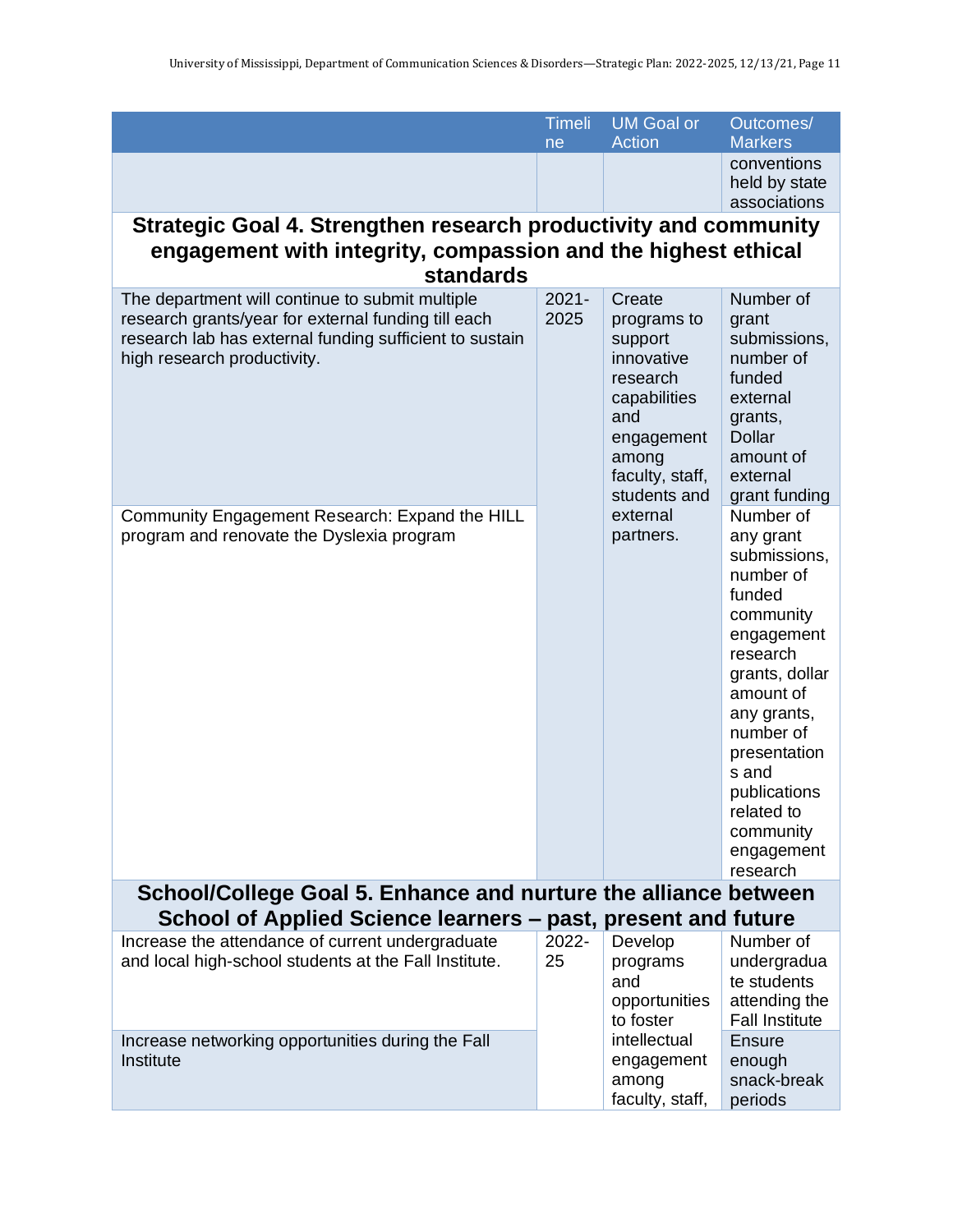| | Timeline | UM Goal or Action | Outcomes/ Markers |
|---|---|---|---|
| | | | conventions held by state associations |
| **Strategic Goal 4. Strengthen research productivity and community engagement with integrity, compassion and the highest ethical standards** | | | |
| The department will continue to submit multiple research grants/year for external funding till each research lab has external funding sufficient to sustain high research productivity. | 2021-2025 | Create programs to support innovative research capabilities and engagement among faculty, staff, students and external partners. | Number of grant submissions, number of funded external grants, Dollar amount of external grant funding |
| Community Engagement Research: Expand the HILL program and renovate the Dyslexia program | | | Number of any grant submissions, number of funded community engagement research grants, dollar amount of any grants, number of presentations and publications related to community engagement research |
| **School/College Goal 5. Enhance and nurture the alliance between School of Applied Science learners – past, present and future** | | | |
| Increase the attendance of current undergraduate and local high-school students at the Fall Institute. | 2022-25 | Develop programs and opportunities to foster intellectual engagement among faculty, staff, | Number of undergraduate students attending the Fall Institute |
| Increase networking opportunities during the Fall Institute | | | Ensure enough snack-break periods |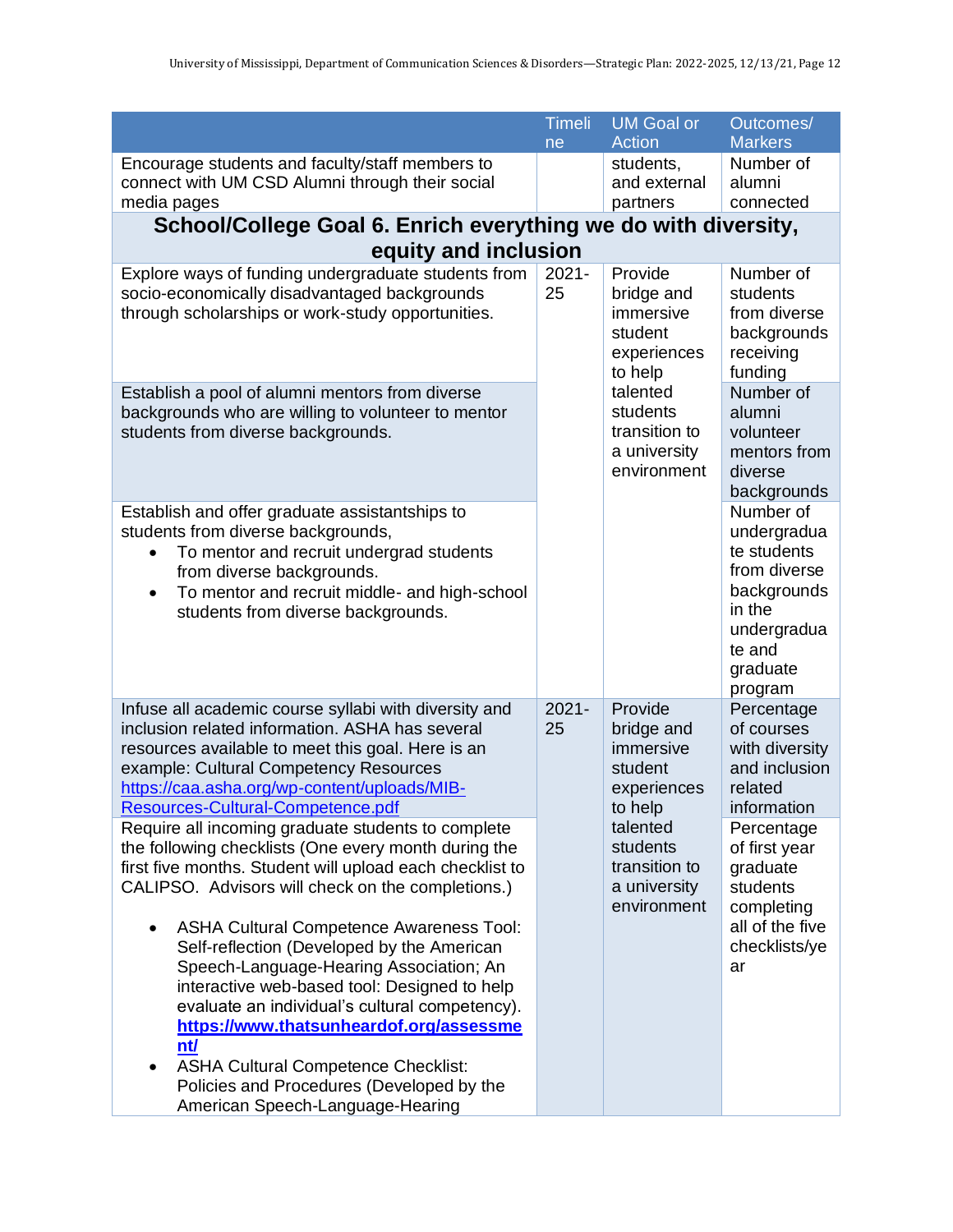| | Timeline | UM Goal or Action | Outcomes/ Markers |
|---|---|---|---|
| Encourage students and faculty/staff members to connect with UM CSD Alumni through their social media pages | | students, and external partners | Number of alumni connected |
| **School/College Goal 6. Enrich everything we do with diversity, equity and inclusion** | | | |
| Explore ways of funding undergraduate students from socio-economically disadvantaged backgrounds through scholarships or work-study opportunities. | 2021-25 | Provide bridge and immersive student experiences to help talented students transition to a university environment | Number of students from diverse backgrounds receiving funding |
| Establish a pool of alumni mentors from diverse backgrounds who are willing to volunteer to mentor students from diverse backgrounds. | | | Number of alumni volunteer mentors from diverse backgrounds |
| Establish and offer graduate assistantships to students from diverse backgrounds, <br>• To mentor and recruit undergrad students from diverse backgrounds. <br>• To mentor and recruit middle- and high-school students from diverse backgrounds. | | | Number of undergraduate students from diverse backgrounds in the undergraduate and graduate program |
| Infuse all academic course syllabi with diversity and inclusion related information. ASHA has several resources available to meet this goal. Here is an example: Cultural Competency Resources [https://caa.asha.org/wp-content/uploads/MIB-Resources-Cultural-Competence.pdf](https://caa.asha.org/wp-content/uploads/MIB-Resources-Cultural-Competence.pdf) | 2021-25 | Provide bridge and immersive student experiences to help talented students transition to a university environment | Percentage of courses with diversity and inclusion related information |
| Require all incoming graduate students to complete the following checklists (One every month during the first five months. Student will upload each checklist to CALIPSO. Advisors will check on the completions.) <br>• ASHA Cultural Competence Awareness Tool: Self-reflection (Developed by the American Speech-Language-Hearing Association; An interactive web-based tool: Designed to help evaluate an individual's cultural competency). **[https://www.thatsunheardof.org/assessment/](https://www.thatsunheardof.org/assessment/)** <br>• ASHA Cultural Competence Checklist: Policies and Procedures (Developed by the American Speech-Language-Hearing | | | Percentage of first year graduate students completing all of the five checklists/year |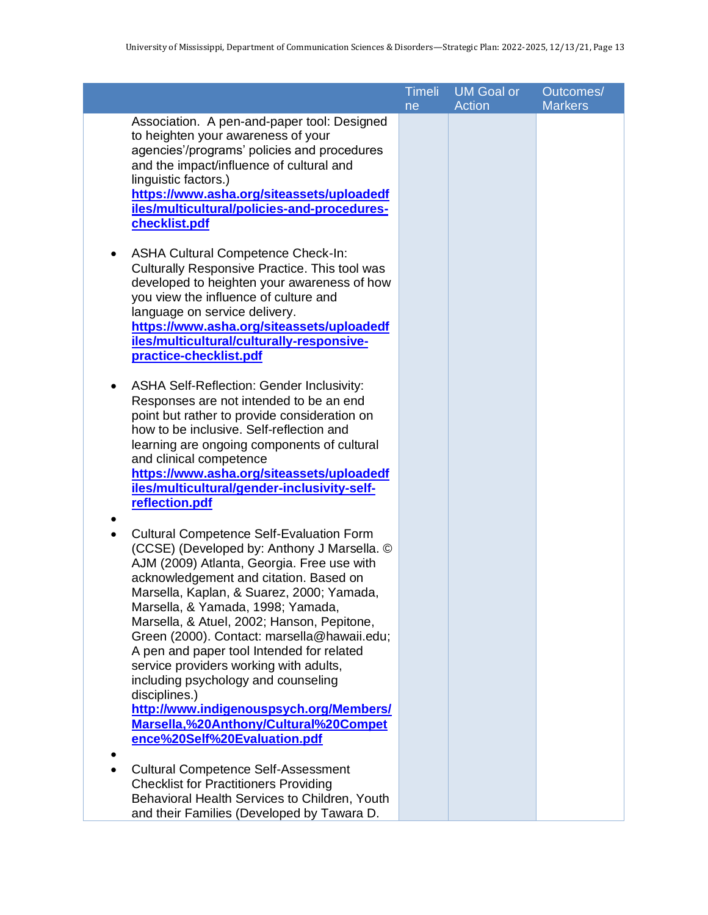| | Timeline | UM Goal or Action | Outcomes/ Markers |
|---|---|---|---|
| Association. A pen-and-paper tool: Designed to heighten your awareness of your agencies'/programs' policies and procedures and the impact/influence of cultural and linguistic factors.) **https://www.asha.org/siteassets/uploadedfiles/multicultural/policies-and-procedures-checklist.pdf**<br><br>• ASHA Cultural Competence Check-In: Culturally Responsive Practice. This tool was developed to heighten your awareness of how you view the influence of culture and language on service delivery. **https://www.asha.org/siteassets/uploadedfiles/multicultural/culturally-responsive-practice-checklist.pdf**<br><br>• ASHA Self-Reflection: Gender Inclusivity: Responses are not intended to be an end point but rather to provide consideration on how to be inclusive. Self-reflection and learning are ongoing components of cultural and clinical competence **https://www.asha.org/siteassets/uploadedfiles/multicultural/gender-inclusivity-self-reflection.pdf**<br><br>• Cultural Competence Self-Evaluation Form (CCSE) (Developed by: Anthony J Marsella. © AJM (2009) Atlanta, Georgia. Free use with acknowledgement and citation. Based on Marsella, Kaplan, & Suarez, 2000; Yamada, Marsella, & Yamada, 1998; Yamada, Marsella, & Atuel, 2002; Hanson, Pepitone, Green (2000). Contact: marsella@hawaii.edu; A pen and paper tool Intended for related service providers working with adults, including psychology and counseling disciplines.) **http://www.indigenouspsych.org/Members/Marsella,%20Anthony/Cultural%20Competence%20Self%20Evaluation.pdf**<br><br>• Cultural Competence Self-Assessment Checklist for Practitioners Providing Behavioral Health Services to Children, Youth and their Families (Developed by Tawara D. | | | |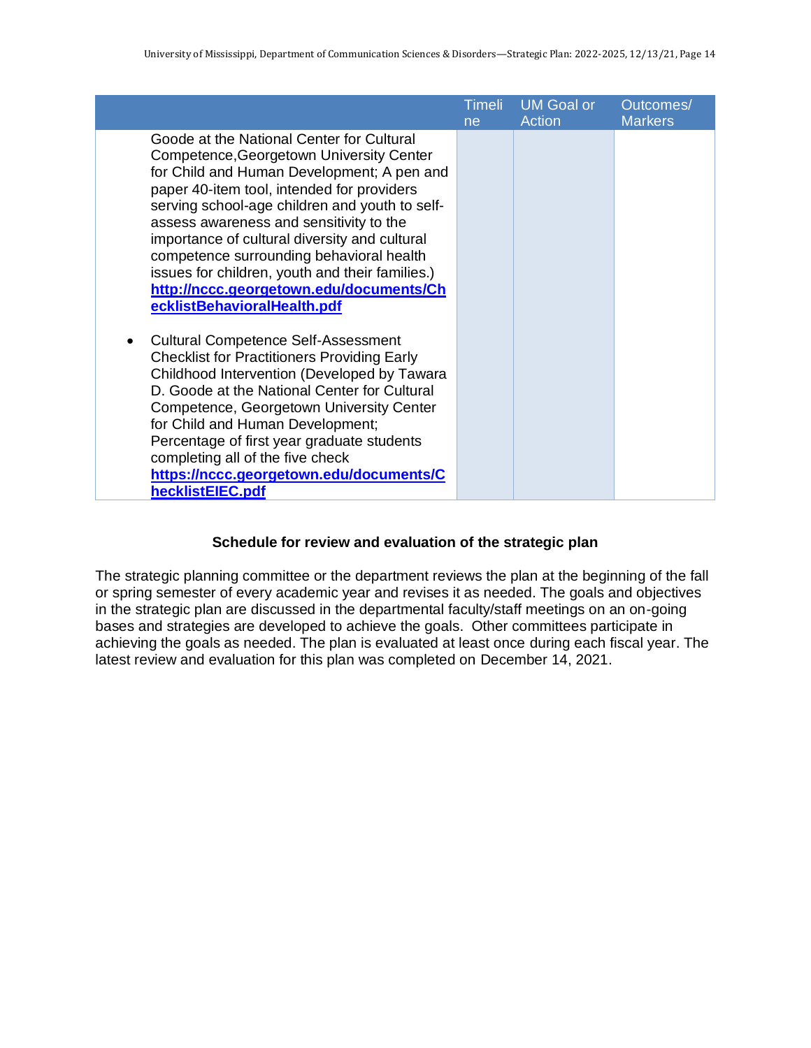| | Timeline | UM Goal or Action | Outcomes/ Markers |
|---|---|---|---|
| Goode at the National Center for Cultural Competence,Georgetown University Center for Child and Human Development; A pen and paper 40-item tool, intended for providers serving school-age children and youth to self-assess awareness and sensitivity to the importance of cultural diversity and cultural competence surrounding behavioral health issues for children, youth and their families.) **http://nccc.georgetown.edu/documents/ChecklistBehavioralHealth.pdf**<br><br>• Cultural Competence Self-Assessment Checklist for Practitioners Providing Early Childhood Intervention (Developed by Tawara D. Goode at the National Center for Cultural Competence, Georgetown University Center for Child and Human Development; Percentage of first year graduate students completing all of the five check **https://nccc.georgetown.edu/documents/ChecklistEIEC.pdf** | | | |

**Schedule for review and evaluation of the strategic plan**

The strategic planning committee or the department reviews the plan at the beginning of the fall or spring semester of every academic year and revises it as needed. The goals and objectives in the strategic plan are discussed in the departmental faculty/staff meetings on an on-going bases and strategies are developed to achieve the goals. Other committees participate in achieving the goals as needed. The plan is evaluated at least once during each fiscal year. The latest review and evaluation for this plan was completed on December 14, 2021.